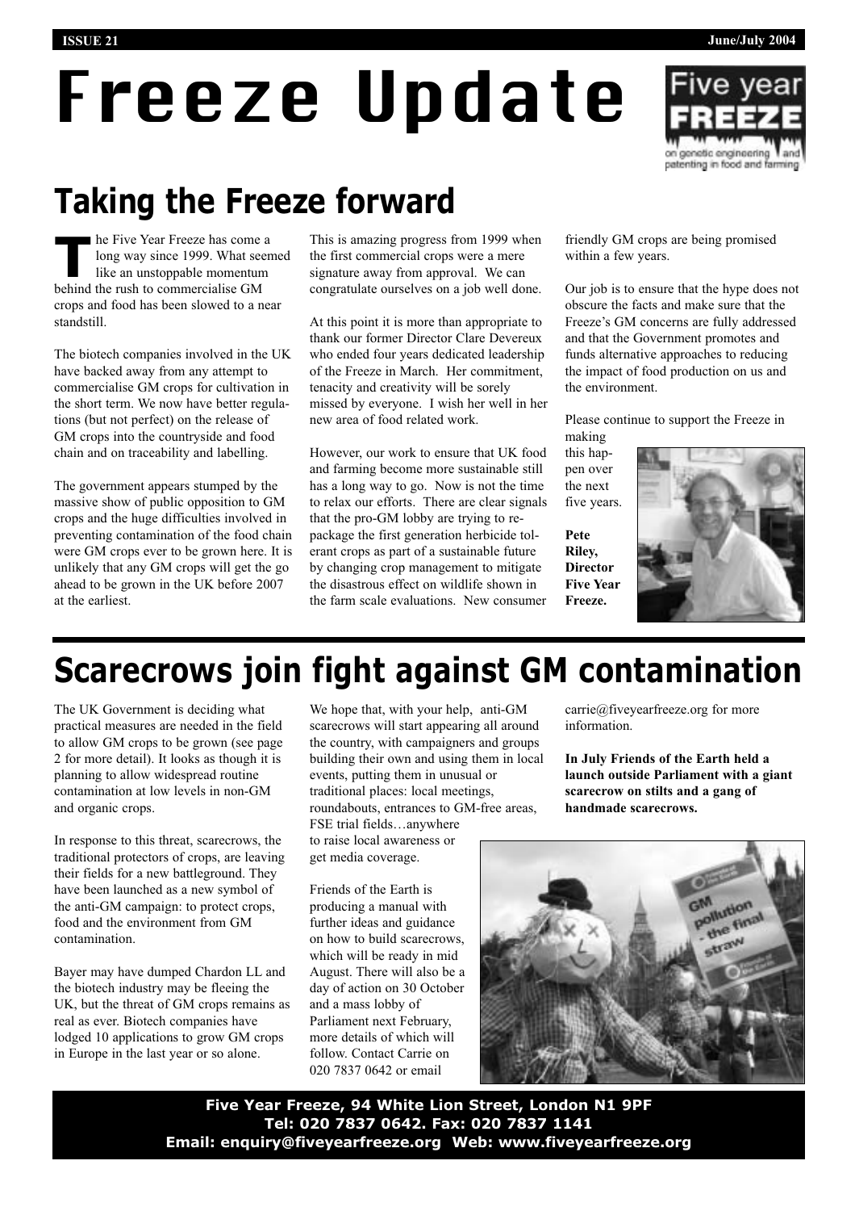# Freeze Update

## Taking the Freeze forward

The Five Year Freeze has come a long way since 1999. What seemed like an unstoppable momentum behind the rush to commercialise GM crops and food has been slowed to a near standstill.

The biotech companies involved in the UK have backed away from any attempt to commercialise GM crops for cultivation in the short term. We now have better regulations (but not perfect) on the release of GM crops into the countryside and food chain and on traceability and labelling.

The government appears stumped by the massive show of public opposition to GM crops and the huge difficulties involved in preventing contamination of the food chain were GM crops ever to be grown here. It is unlikely that any GM crops will get the go ahead to be grown in the UK before 2007 at the earliest.

This is amazing progress from 1999 when the first commercial crops were a mere signature away from approval. We can congratulate ourselves on a job well done.

At this point it is more than appropriate to thank our former Director Clare Devereux who ended four years dedicated leadership of the Freeze in March. Her commitment, tenacity and creativity will be sorely missed by everyone. I wish her well in her new area of food related work.

However, our work to ensure that UK food and farming become more sustainable still has a long way to go. Now is not the time to relax our efforts. There are clear signals that the pro-GM lobby are trying to re-package the first generation herbicide tolerant crops as part of a sustainable future by changing crop management to mitigate the disastrous effect on wildlife shown in the farm scale evaluations. New consumer friendly GM crops are being promised within a few years.

Our job is to ensure that the hype does not obscure the facts and make sure that the Freeze's GM concerns are fully addressed and that the Government promotes and funds alternative approaches to reducing the impact of food production on us and the environment.

Please continue to support the Freeze in making this happen over the next five years.

**Pete Riley, Director Five Year Freeze.**

## Scarecrows join fight against GM contamination

The UK Government is deciding what practical measures are needed in the field to allow GM crops to be grown (see page 2 for more detail). It looks as though it is planning to allow widespread routine contamination at low levels in non-GM and organic crops.

In response to this threat, scarecrows, the traditional protectors of crops, are leaving their fields for a new battleground. They have been launched as a new symbol of the anti-GM campaign: to protect crops, food and the environment from GM contamination.

Bayer may have dumped Chardon LL and the biotech industry may be fleeing the UK, but the threat of GM crops remains as real as ever. Biotech companies have lodged 10 applications to grow GM crops in Europe in the last year or so alone.

We hope that, with your help, anti-GM scarecrows will start appearing all around the country, with campaigners and groups building their own and using them in local events, putting them in unusual or traditional places: local meetings, roundabouts, entrances to GM-free areas, FSE trial fields…anywhere to raise local awareness or get media coverage.

Friends of the Earth is producing a manual with further ideas and guidance on how to build scarecrows, which will be ready in mid August. There will also be a day of action on 30 October and a mass lobby of Parliament next February, more details of which will follow. Contact Carrie on 020 7837 0642 or email carrie@fiveyearfreeze.org for more information.

**In July Friends of the Earth held a launch outside Parliament with a giant scarecrow on stilts and a gang of handmade scarecrows.**

**Five Year Freeze, 94 White Lion Street, London N1 9PF**
**Tel: 020 7837 0642. Fax: 020 7837 1141**
**Email: enquiry@fiveyearfreeze.org Web: www.fiveyearfreeze.org**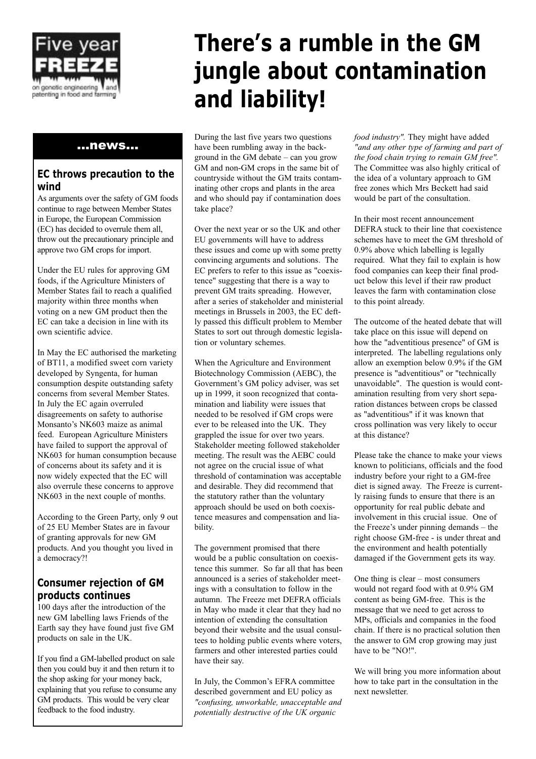# There's a rumble in the GM jungle about contamination and liability!

During the last five years two questions have been rumbling away in the background in the GM debate – can you grow GM and non-GM crops in the same bit of countryside without the GM traits contaminating other crops and plants in the area and who should pay if contamination does take place?

Over the next year or so the UK and other EU governments will have to address these issues and come up with some pretty convincing arguments and solutions. The EC prefers to refer to this issue as "coexistence" suggesting that there is a way to prevent GM traits spreading. However, after a series of stakeholder and ministerial meetings in Brussels in 2003, the EC deftly passed this difficult problem to Member States to sort out through domestic legislation or voluntary schemes.

When the Agriculture and Environment Biotechnology Commission (AEBC), the Government's GM policy adviser, was set up in 1999, it soon recognized that contamination and liability were issues that needed to be resolved if GM crops were ever to be released into the UK. They grappled the issue for over two years. Stakeholder meeting followed stakeholder meeting. The result was the AEBC could not agree on the crucial issue of what threshold of contamination was acceptable and desirable. They did recommend that the statutory rather than the voluntary approach should be used on both coexistence measures and compensation and liability.

The government promised that there would be a public consultation on coexistence this summer. So far all that has been announced is a series of stakeholder meetings with a consultation to follow in the autumn. The Freeze met DEFRA officials in May who made it clear that they had no intention of extending the consultation beyond their website and the usual consultees to holding public events where voters, farmers and other interested parties could have their say.

In July, the Common's EFRA committee described government and EU policy as *"confusing, unworkable, unacceptable and potentially destructive of the UK organic food industry".* They might have added *"and any other type of farming and part of the food chain trying to remain GM free".* The Committee was also highly critical of the idea of a voluntary approach to GM free zones which Mrs Beckett had said would be part of the consultation.

In their most recent announcement DEFRA stuck to their line that coexistence schemes have to meet the GM threshold of 0.9% above which labelling is legally required. What they fail to explain is how food companies can keep their final product below this level if their raw product leaves the farm with contamination close to this point already.

The outcome of the heated debate that will take place on this issue will depend on how the "adventitious presence" of GM is interpreted. The labelling regulations only allow an exemption below 0.9% if the GM presence is "adventitious" or "technically unavoidable". The question is would contamination resulting from very short separation distances between crops be classed as "adventitious" if it was known that cross pollination was very likely to occur at this distance?

Please take the chance to make your views known to politicians, officials and the food industry before your right to a GM-free diet is signed away. The Freeze is currently raising funds to ensure that there is an opportunity for real public debate and involvement in this crucial issue. One of the Freeze's under pinning demands – the right choose GM-free - is under threat and the environment and health potentially damaged if the Government gets its way.

One thing is clear – most consumers would not regard food with at 0.9% GM content as being GM-free. This is the message that we need to get across to MPs, officials and companies in the food chain. If there is no practical solution then the answer to GM crop growing may just have to be "NO!".

We will bring you more information about how to take part in the consultation in the next newsletter.

## ...news...

### EC throws precaution to the wind

As arguments over the safety of GM foods continue to rage between Member States in Europe, the European Commission (EC) has decided to overrule them all, throw out the precautionary principle and approve two GM crops for import.

Under the EU rules for approving GM foods, if the Agriculture Ministers of Member States fail to reach a qualified majority within three months when voting on a new GM product then the EC can take a decision in line with its own scientific advice.

In May the EC authorised the marketing of BT11, a modified sweet corn variety developed by Syngenta, for human consumption despite outstanding safety concerns from several Member States. In July the EC again overruled disagreements on safety to authorise Monsanto's NK603 maize as animal feed. European Agriculture Ministers have failed to support the approval of NK603 for human consumption because of concerns about its safety and it is now widely expected that the EC will also overrule these concerns to approve NK603 in the next couple of months.

According to the Green Party, only 9 out of 25 EU Member States are in favour of granting approvals for new GM products. And you thought you lived in a democracy?!

### Consumer rejection of GM products continues

100 days after the introduction of the new GM labelling laws Friends of the Earth say they have found just five GM products on sale in the UK.

If you find a GM-labelled product on sale then you could buy it and then return it to the shop asking for your money back, explaining that you refuse to consume any GM products. This would be very clear feedback to the food industry.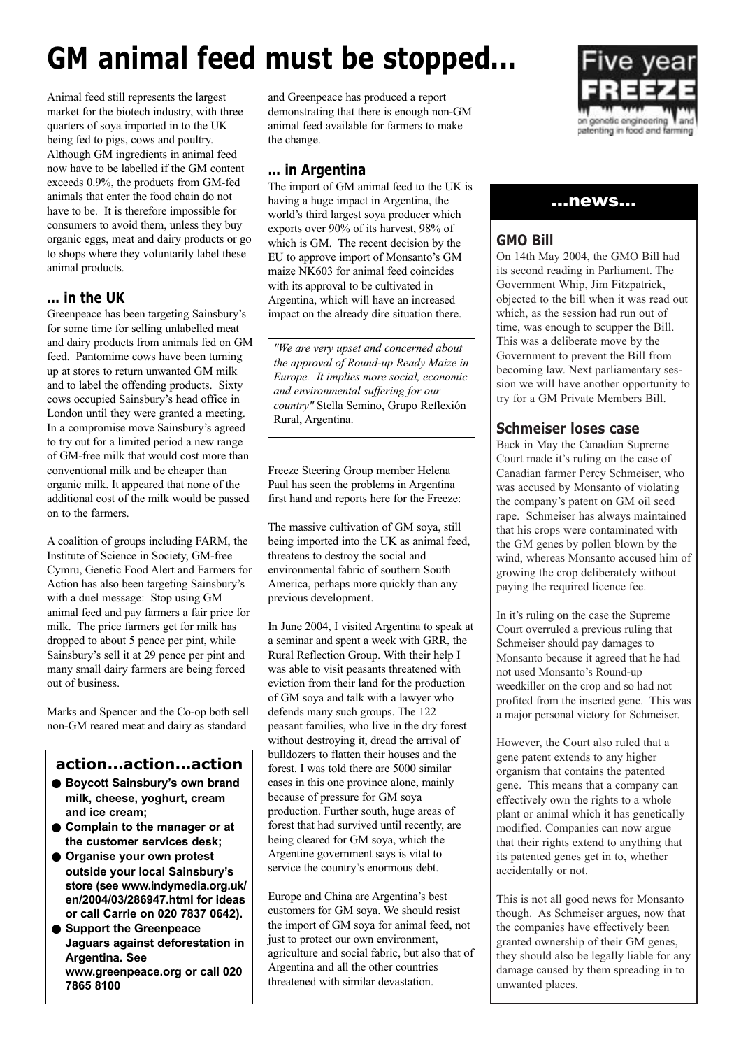# GM animal feed must be stopped...

Animal feed still represents the largest market for the biotech industry, with three quarters of soya imported in to the UK being fed to pigs, cows and poultry. Although GM ingredients in animal feed now have to be labelled if the GM content exceeds 0.9%, the products from GM-fed animals that enter the food chain do not have to be. It is therefore impossible for consumers to avoid them, unless they buy organic eggs, meat and dairy products or go to shops where they voluntarily label these animal products.

## ... in the UK

Greenpeace has been targeting Sainsbury's for some time for selling unlabelled meat and dairy products from animals fed on GM feed. Pantomime cows have been turning up at stores to return unwanted GM milk and to label the offending products. Sixty cows occupied Sainsbury's head office in London until they were granted a meeting. In a compromise move Sainsbury's agreed to try out for a limited period a new range of GM-free milk that would cost more than conventional milk and be cheaper than organic milk. It appeared that none of the additional cost of the milk would be passed on to the farmers.

A coalition of groups including FARM, the Institute of Science in Society, GM-free Cymru, Genetic Food Alert and Farmers for Action has also been targeting Sainsbury's with a duel message: Stop using GM animal feed and pay farmers a fair price for milk. The price farmers get for milk has dropped to about 5 pence per pint, while Sainsbury's sell it at 29 pence per pint and many small dairy farmers are being forced out of business.

Marks and Spencer and the Co-op both sell non-GM reared meat and dairy as standard and Greenpeace has produced a report demonstrating that there is enough non-GM animal feed available for farmers to make the change.

### action...action...action

- **Boycott Sainsbury's own brand milk, cheese, yoghurt, cream and ice cream;**
- **Complain to the manager or at the customer services desk;**
- **Organise your own protest outside your local Sainsbury's store (see www.indymedia.org.uk/en/2004/03/286947.html for ideas or call Carrie on 020 7837 0642).**
- **Support the Greenpeace Jaguars against deforestation in Argentina. See www.greenpeace.org or call 020 7865 8100**

## ... in Argentina

The import of GM animal feed to the UK is having a huge impact in Argentina, the world's third largest soya producer which exports over 90% of its harvest, 98% of which is GM. The recent decision by the EU to approve import of Monsanto's GM maize NK603 for animal feed coincides with its approval to be cultivated in Argentina, which will have an increased impact on the already dire situation there.

> *"We are very upset and concerned about the approval of Round-up Ready Maize in Europe. It implies more social, economic and environmental suffering for our country"* Stella Semino, Grupo Reflexión Rural, Argentina.

Freeze Steering Group member Helena Paul has seen the problems in Argentina first hand and reports here for the Freeze:

The massive cultivation of GM soya, still being imported into the UK as animal feed, threatens to destroy the social and environmental fabric of southern South America, perhaps more quickly than any previous development.

In June 2004, I visited Argentina to speak at a seminar and spent a week with GRR, the Rural Reflection Group. With their help I was able to visit peasants threatened with eviction from their land for the production of GM soya and talk with a lawyer who defends many such groups. The 122 peasant families, who live in the dry forest without destroying it, dread the arrival of bulldozers to flatten their houses and the forest. I was told there are 5000 similar cases in this one province alone, mainly because of pressure for GM soya production. Further south, huge areas of forest that had survived until recently, are being cleared for GM soya, which the Argentine government says is vital to service the country's enormous debt.

Europe and China are Argentina's best customers for GM soya. We should resist the import of GM soya for animal feed, not just to protect our own environment, agriculture and social fabric, but also that of Argentina and all the other countries threatened with similar devastation.

## ...news...

### GMO Bill

On 14th May 2004, the GMO Bill had its second reading in Parliament. The Government Whip, Jim Fitzpatrick, objected to the bill when it was read out which, as the session had run out of time, was enough to scupper the Bill. This was a deliberate move by the Government to prevent the Bill from becoming law. Next parliamentary session we will have another opportunity to try for a GM Private Members Bill.

### Schmeiser loses case

Back in May the Canadian Supreme Court made it's ruling on the case of Canadian farmer Percy Schmeiser, who was accused by Monsanto of violating the company's patent on GM oil seed rape. Schmeiser has always maintained that his crops were contaminated with the GM genes by pollen blown by the wind, whereas Monsanto accused him of growing the crop deliberately without paying the required licence fee.

In it's ruling on the case the Supreme Court overruled a previous ruling that Schmeiser should pay damages to Monsanto because it agreed that he had not used Monsanto's Round-up weedkiller on the crop and so had not profited from the inserted gene. This was a major personal victory for Schmeiser.

However, the Court also ruled that a gene patent extends to any higher organism that contains the patented gene. This means that a company can effectively own the rights to a whole plant or animal which it has genetically modified. Companies can now argue that their rights extend to anything that its patented genes get in to, whether accidentally or not.

This is not all good news for Monsanto though. As Schmeiser argues, now that the companies have effectively been granted ownership of their GM genes, they should also be legally liable for any damage caused by them spreading in to unwanted places.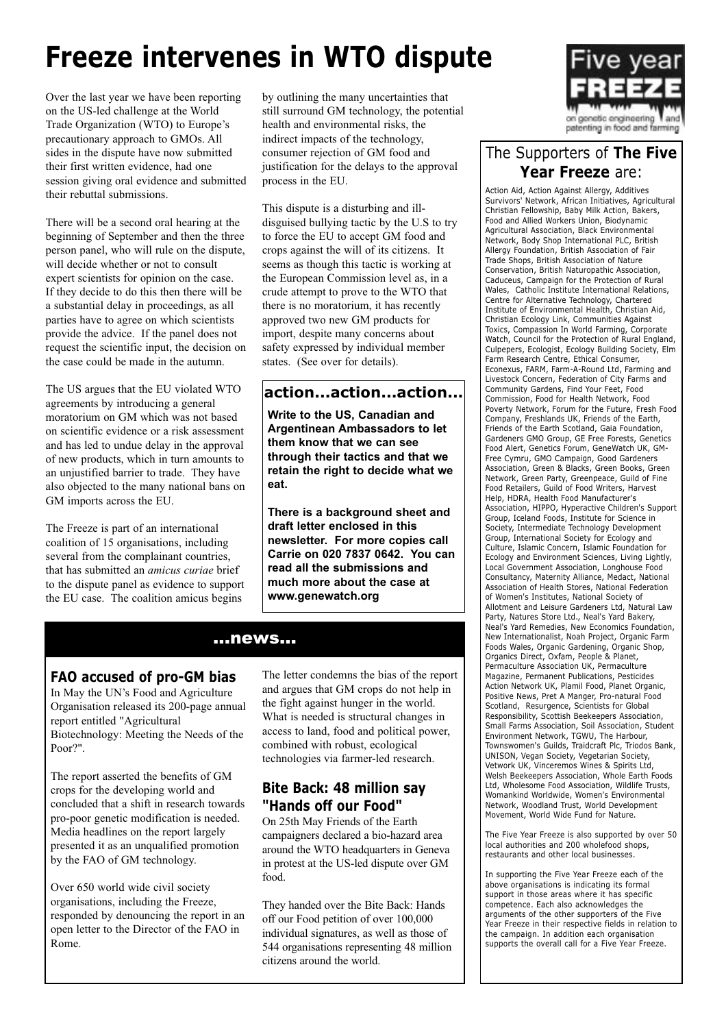# Freeze intervenes in WTO dispute

Over the last year we have been reporting on the US-led challenge at the World Trade Organization (WTO) to Europe's precautionary approach to GMOs. All sides in the dispute have now submitted their first written evidence, had one session giving oral evidence and submitted their rebuttal submissions.

There will be a second oral hearing at the beginning of September and then the three person panel, who will rule on the dispute, will decide whether or not to consult expert scientists for opinion on the case. If they decide to do this then there will be a substantial delay in proceedings, as all parties have to agree on which scientists provide the advice. If the panel does not request the scientific input, the decision on the case could be made in the autumn.

The US argues that the EU violated WTO agreements by introducing a general moratorium on GM which was not based on scientific evidence or a risk assessment and has led to undue delay in the approval of new products, which in turn amounts to an unjustified barrier to trade. They have also objected to the many national bans on GM imports across the EU.

The Freeze is part of an international coalition of 15 organisations, including several from the complainant countries, that has submitted an *amicus curiae* brief to the dispute panel as evidence to support the EU case. The coalition amicus begins by outlining the many uncertainties that still surround GM technology, the potential health and environmental risks, the indirect impacts of the technology, consumer rejection of GM food and justification for the delays to the approval process in the EU.

This dispute is a disturbing and ill-disguised bullying tactic by the U.S to try to force the EU to accept GM food and crops against the will of its citizens. It seems as though this tactic is working at the European Commission level as, in a crude attempt to prove to the WTO that there is no moratorium, it has recently approved two new GM products for import, despite many concerns about safety expressed by individual member states. (See over for details).

## action...action...action...

**Write to the US, Canadian and Argentinean Ambassadors to let them know that we can see through their tactics and that we retain the right to decide what we eat.**

**There is a background sheet and draft letter enclosed in this newsletter. For more copies call Carrie on 020 7837 0642. You can read all the submissions and much more about the case at www.genewatch.org**

## ...news...

### FAO accused of pro-GM bias

In May the UN's Food and Agriculture Organisation released its 200-page annual report entitled "Agricultural Biotechnology: Meeting the Needs of the Poor?".

The report asserted the benefits of GM crops for the developing world and concluded that a shift in research towards pro-poor genetic modification is needed. Media headlines on the report largely presented it as an unqualified promotion by the FAO of GM technology.

Over 650 world wide civil society organisations, including the Freeze, responded by denouncing the report in an open letter to the Director of the FAO in Rome.

The letter condemns the bias of the report and argues that GM crops do not help in the fight against hunger in the world. What is needed is structural changes in access to land, food and political power, combined with robust, ecological technologies via farmer-led research.

### Bite Back: 48 million say "Hands off our Food"

On 25th May Friends of the Earth campaigners declared a bio-hazard area around the WTO headquarters in Geneva in protest at the US-led dispute over GM food.

They handed over the Bite Back: Hands off our Food petition of over 100,000 individual signatures, as well as those of 544 organisations representing 48 million citizens around the world.

Five year FREEZE on genetic engineering and patenting in food and farming

## The Supporters of **The Five Year Freeze** are:

Action Aid, Action Against Allergy, Additives Survivors' Network, African Initiatives, Agricultural Christian Fellowship, Baby Milk Action, Bakers, Food and Allied Workers Union, Biodynamic Agricultural Association, Black Environmental Network, Body Shop International PLC, British Allergy Foundation, British Association of Fair Trade Shops, British Association of Nature Conservation, British Naturopathic Association, Caduceus, Campaign for the Protection of Rural Wales, Catholic Institute International Relations, Centre for Alternative Technology, Chartered Institute of Environmental Health, Christian Aid, Christian Ecology Link, Communities Against Toxics, Compassion In World Farming, Corporate Watch, Council for the Protection of Rural England, Culpepers, Ecologist, Ecology Building Society, Elm Farm Research Centre, Ethical Consumer, Econexus, FARM, Farm-A-Round Ltd, Farming and Livestock Concern, Federation of City Farms and Community Gardens, Find Your Feet, Food Commission, Food for Health Network, Food Poverty Network, Forum for the Future, Fresh Food Company, Freshlands UK, Friends of the Earth, Friends of the Earth Scotland, Gaia Foundation, Gardeners GMO Group, GE Free Forests, Genetics Food Alert, Genetics Forum, GeneWatch UK, GM-Free Cymru, GMO Campaign, Good Gardeners Association, Green & Blacks, Green Books, Green Network, Green Party, Greenpeace, Guild of Fine Food Retailers, Guild of Food Writers, Harvest Help, HDRA, Health Food Manufacturer's Association, HIPPO, Hyperactive Children's Support Group, Iceland Foods, Institute for Science in Society, Intermediate Technology Development Group, International Society for Ecology and Culture, Islamic Concern, Islamic Foundation for Ecology and Environment Sciences, Living Lightly, Local Government Association, Longhouse Food Consultancy, Maternity Alliance, Medact, National Association of Health Stores, National Federation of Women's Institutes, National Society of Allotment and Leisure Gardeners Ltd, Natural Law Party, Natures Store Ltd., Neal's Yard Bakery, Neal's Yard Remedies, New Economics Foundation, New Internationalist, Noah Project, Organic Farm Foods Wales, Organic Gardening, Organic Shop, Organics Direct, Oxfam, People & Planet, Permaculture Association UK, Permaculture Magazine, Permanent Publications, Pesticides Action Network UK, Plamil Food, Planet Organic, Positive News, Pret A Manger, Pro-natural Food Scotland, Resurgence, Scientists for Global Responsibility, Scottish Beekeepers Association, Small Farms Association, Soil Association, Student Environment Network, TGWU, The Harbour, Townswomen's Guilds, Traidcraft Plc, Triodos Bank, UNISON, Vegan Society, Vegetarian Society, Vetwork UK, Vinceremos Wines & Spirits Ltd, Welsh Beekeepers Association, Whole Earth Foods Ltd, Wholesome Food Association, Wildlife Trusts, Womankind Worldwide, Women's Environmental Network, Woodland Trust, World Development Movement, World Wide Fund for Nature.

The Five Year Freeze is also supported by over 50 local authorities and 200 wholefood shops, restaurants and other local businesses.

In supporting the Five Year Freeze each of the above organisations is indicating its formal support in those areas where it has specific competence. Each also acknowledges the arguments of the other supporters of the Five Year Freeze in their respective fields in relation to the campaign. In addition each organisation supports the overall call for a Five Year Freeze.